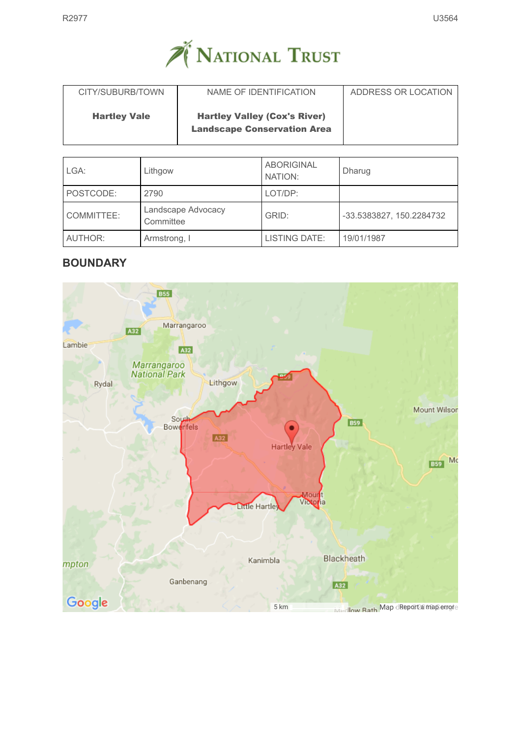R2977 U3564

NATIONAL TRUST

| CITY/SUBURB/TOWN | NAME OF IDENTIFICATION | ADDRESS OR LOCATION |
|---|---|---|
| **Hartley Vale** | **Hartley Valley (Cox's River) Landscape Conservation Area** | |

| LGA: | Lithgow | ABORIGINAL NATION: | Dharug |
|---|---|---|---|
| POSTCODE: | 2790 | LOT/DP: | |
| COMMITTEE: | Landscape Advocacy Committee | GRID: | -33.5383827, 150.2284732 |
| AUTHOR: | Armstrong, I | LISTING DATE: | 19/01/1987 |

## BOUNDARY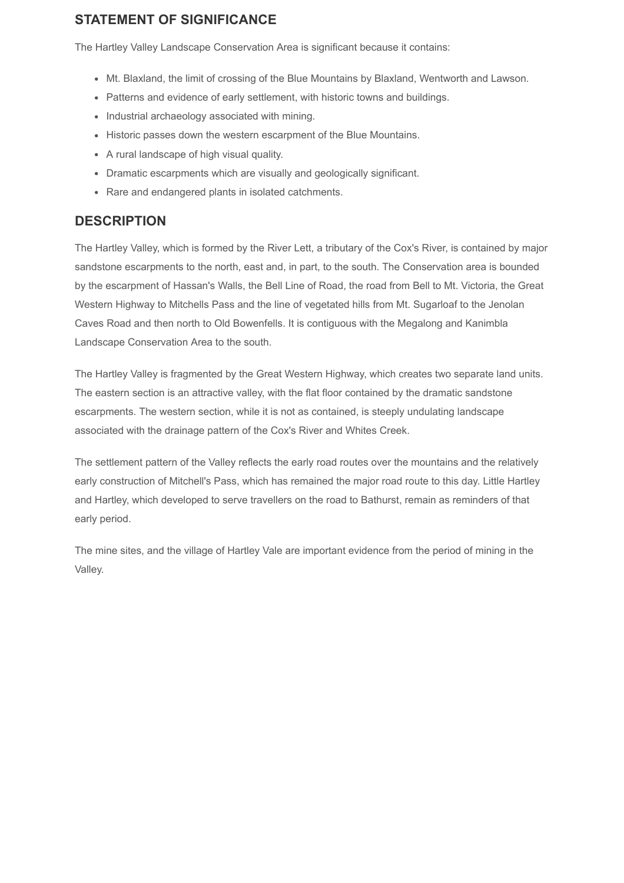## STATEMENT OF SIGNIFICANCE

The Hartley Valley Landscape Conservation Area is significant because it contains:

- Mt. Blaxland, the limit of crossing of the Blue Mountains by Blaxland, Wentworth and Lawson.
- Patterns and evidence of early settlement, with historic towns and buildings.
- Industrial archaeology associated with mining.
- Historic passes down the western escarpment of the Blue Mountains.
- A rural landscape of high visual quality.
- Dramatic escarpments which are visually and geologically significant.
- Rare and endangered plants in isolated catchments.

## DESCRIPTION

The Hartley Valley, which is formed by the River Lett, a tributary of the Cox's River, is contained by major sandstone escarpments to the north, east and, in part, to the south. The Conservation area is bounded by the escarpment of Hassan's Walls, the Bell Line of Road, the road from Bell to Mt. Victoria, the Great Western Highway to Mitchells Pass and the line of vegetated hills from Mt. Sugarloaf to the Jenolan Caves Road and then north to Old Bowenfells. It is contiguous with the Megalong and Kanimbla Landscape Conservation Area to the south.

The Hartley Valley is fragmented by the Great Western Highway, which creates two separate land units. The eastern section is an attractive valley, with the flat floor contained by the dramatic sandstone escarpments. The western section, while it is not as contained, is steeply undulating landscape associated with the drainage pattern of the Cox's River and Whites Creek.

The settlement pattern of the Valley reflects the early road routes over the mountains and the relatively early construction of Mitchell's Pass, which has remained the major road route to this day. Little Hartley and Hartley, which developed to serve travellers on the road to Bathurst, remain as reminders of that early period.

The mine sites, and the village of Hartley Vale are important evidence from the period of mining in the Valley.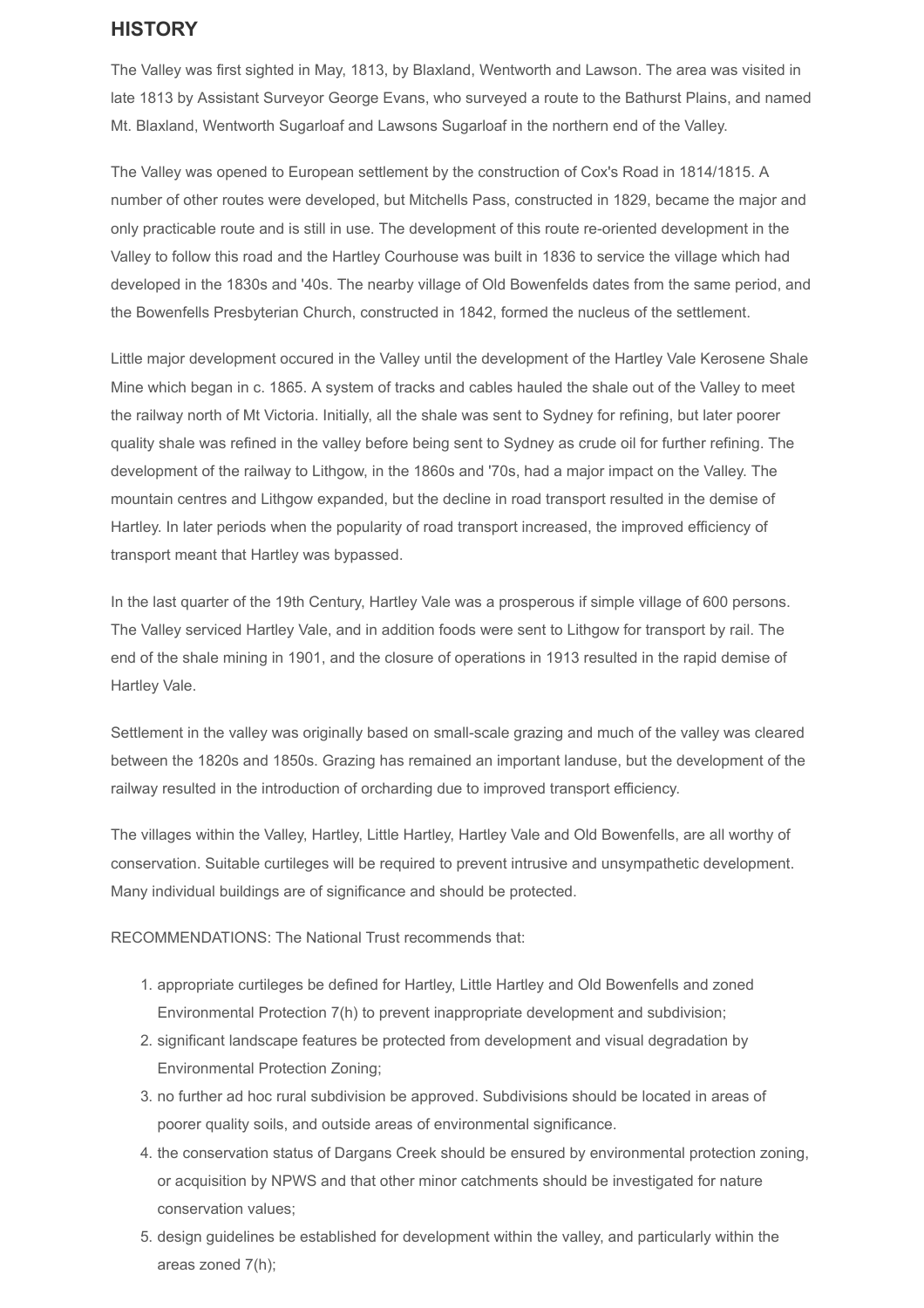## HISTORY

The Valley was first sighted in May, 1813, by Blaxland, Wentworth and Lawson. The area was visited in late 1813 by Assistant Surveyor George Evans, who surveyed a route to the Bathurst Plains, and named Mt. Blaxland, Wentworth Sugarloaf and Lawsons Sugarloaf in the northern end of the Valley.

The Valley was opened to European settlement by the construction of Cox's Road in 1814/1815. A number of other routes were developed, but Mitchells Pass, constructed in 1829, became the major and only practicable route and is still in use. The development of this route re-oriented development in the Valley to follow this road and the Hartley Courhouse was built in 1836 to service the village which had developed in the 1830s and '40s. The nearby village of Old Bowenfelds dates from the same period, and the Bowenfells Presbyterian Church, constructed in 1842, formed the nucleus of the settlement.

Little major development occured in the Valley until the development of the Hartley Vale Kerosene Shale Mine which began in c. 1865. A system of tracks and cables hauled the shale out of the Valley to meet the railway north of Mt Victoria. Initially, all the shale was sent to Sydney for refining, but later poorer quality shale was refined in the valley before being sent to Sydney as crude oil for further refining. The development of the railway to Lithgow, in the 1860s and '70s, had a major impact on the Valley. The mountain centres and Lithgow expanded, but the decline in road transport resulted in the demise of Hartley. In later periods when the popularity of road transport increased, the improved efficiency of transport meant that Hartley was bypassed.

In the last quarter of the 19th Century, Hartley Vale was a prosperous if simple village of 600 persons. The Valley serviced Hartley Vale, and in addition foods were sent to Lithgow for transport by rail. The end of the shale mining in 1901, and the closure of operations in 1913 resulted in the rapid demise of Hartley Vale.

Settlement in the valley was originally based on small-scale grazing and much of the valley was cleared between the 1820s and 1850s. Grazing has remained an important landuse, but the development of the railway resulted in the introduction of orcharding due to improved transport efficiency.

The villages within the Valley, Hartley, Little Hartley, Hartley Vale and Old Bowenfells, are all worthy of conservation. Suitable curtileges will be required to prevent intrusive and unsympathetic development. Many individual buildings are of significance and should be protected.

RECOMMENDATIONS: The National Trust recommends that:

1. appropriate curtileges be defined for Hartley, Little Hartley and Old Bowenfells and zoned Environmental Protection 7(h) to prevent inappropriate development and subdivision;
2. significant landscape features be protected from development and visual degradation by Environmental Protection Zoning;
3. no further ad hoc rural subdivision be approved. Subdivisions should be located in areas of poorer quality soils, and outside areas of environmental significance.
4. the conservation status of Dargans Creek should be ensured by environmental protection zoning, or acquisition by NPWS and that other minor catchments should be investigated for nature conservation values;
5. design guidelines be established for development within the valley, and particularly within the areas zoned 7(h);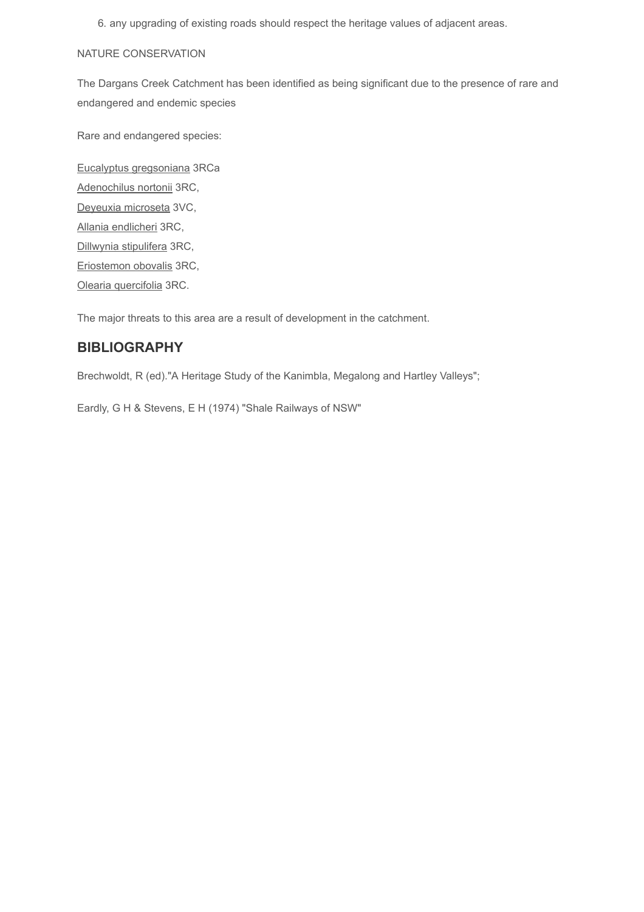6. any upgrading of existing roads should respect the heritage values of adjacent areas.

NATURE CONSERVATION

The Dargans Creek Catchment has been identified as being significant due to the presence of rare and endangered and endemic species

Rare and endangered species:

Eucalyptus gregsoniana 3RCa
Adenochilus nortonii 3RC,
Deyeuxia microseta 3VC,
Allania endlicheri 3RC,
Dillwynia stipulifera 3RC,
Eriostemon obovalis 3RC,
Olearia quercifolia 3RC.

The major threats to this area are a result of development in the catchment.

## BIBLIOGRAPHY

Brechwoldt, R (ed)."A Heritage Study of the Kanimbla, Megalong and Hartley Valleys";

Eardly, G H & Stevens, E H (1974) "Shale Railways of NSW"